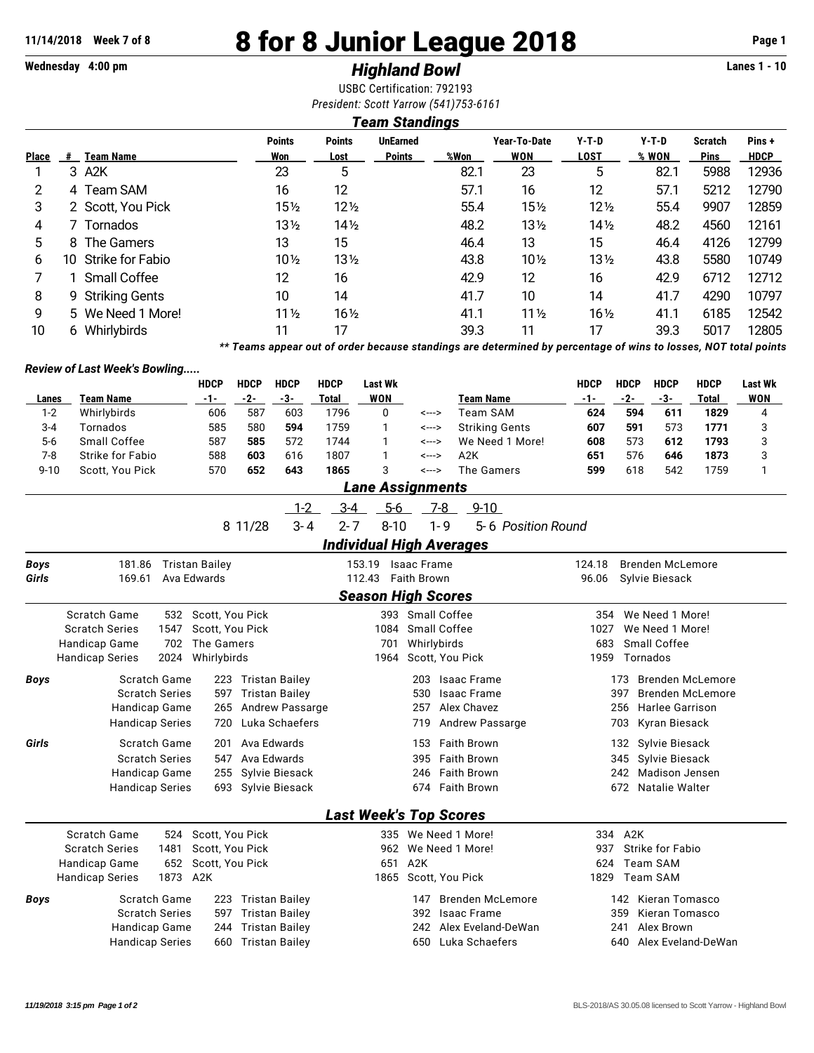# 8 for 8 Junior League 2018

11/14/2018 Week 7 of 8
Wednesday 4:00 pm

## *Highland Bowl*

Lanes 1 - 10

USBC Certification: 792193
*President: Scott Yarrow (541)753-6161*

### *Team Standings*

| Place | # | Team Name | Points Won | Points Lost | UnEarned Points | %Won | Year-To-Date WON | Y-T-D LOST | Y-T-D % WON | Scratch Pins | Pins + HDCP |
|---|---|---|---|---|---|---|---|---|---|---|---|
| 1 | 3 | A2K | 23 | 5 | | 82.1 | 23 | 5 | 82.1 | 5988 | 12936 |
| 2 | 4 | Team SAM | 16 | 12 | | 57.1 | 16 | 12 | 57.1 | 5212 | 12790 |
| 3 | 2 | Scott, You Pick | 15½ | 12½ | | 55.4 | 15½ | 12½ | 55.4 | 9907 | 12859 |
| 4 | 7 | Tornados | 13½ | 14½ | | 48.2 | 13½ | 14½ | 48.2 | 4560 | 12161 |
| 5 | 8 | The Gamers | 13 | 15 | | 46.4 | 13 | 15 | 46.4 | 4126 | 12799 |
| 6 | 10 | Strike for Fabio | 10½ | 13½ | | 43.8 | 10½ | 13½ | 43.8 | 5580 | 10749 |
| 7 | 1 | Small Coffee | 12 | 16 | | 42.9 | 12 | 16 | 42.9 | 6712 | 12712 |
| 8 | 9 | Striking Gents | 10 | 14 | | 41.7 | 10 | 14 | 41.7 | 4290 | 10797 |
| 9 | 5 | We Need 1 More! | 11½ | 16½ | | 41.1 | 11½ | 16½ | 41.1 | 6185 | 12542 |
| 10 | 6 | Whirlybirds | 11 | 17 | | 39.3 | 11 | 17 | 39.3 | 5017 | 12805 |

***\*\* Teams appear out of order because standings are determined by percentage of wins to losses, NOT total points***

### *Review of Last Week's Bowling.....*

| Lanes | Team Name | HDCP -1- | HDCP -2- | HDCP -3- | HDCP Total | Last Wk WON | | Team Name | HDCP -1- | HDCP -2- | HDCP -3- | HDCP Total | Last Wk WON |
|---|---|---|---|---|---|---|---|---|---|---|---|---|---|
| 1-2 | Whirlybirds | 606 | 587 | 603 | 1796 | 0 | <---> | Team SAM | **624** | **594** | **611** | **1829** | 4 |
| 3-4 | Tornados | 585 | 580 | **594** | 1759 | 1 | <---> | Striking Gents | **607** | **591** | 573 | **1771** | 3 |
| 5-6 | Small Coffee | 587 | **585** | 572 | 1744 | 1 | <---> | We Need 1 More! | **608** | 573 | **612** | **1793** | 3 |
| 7-8 | Strike for Fabio | 588 | **603** | 616 | 1807 | 1 | <---> | A2K | **651** | 576 | **646** | **1873** | 3 |
| 9-10 | Scott, You Pick | 570 | **652** | **643** | **1865** | 3 | <---> | The Gamers | **599** | 618 | 542 | 1759 | 1 |

### *Lane Assignments*

| | 1-2 | 3-4 | 5-6 | 7-8 | 9-10 | |
|---|---|---|---|---|---|---|
| 8 11/28 | 3-4 | 2-7 | 8-10 | 1-9 | 5-6 | *Position Round* |

### *Individual High Averages*

| | | | | | | |
|---|---|---|---|---|---|---|
| **Boys** | 181.86 | Tristan Bailey | 153.19 | Isaac Frame | 124.18 | Brenden McLemore |
| **Girls** | 169.61 | Ava Edwards | 112.43 | Faith Brown | 96.06 | Sylvie Biesack |

### *Season High Scores*

| | | | | | | |
|---|---|---|---|---|---|---|
| Scratch Game | 532 | Scott, You Pick | 393 | Small Coffee | 354 | We Need 1 More! |
| Scratch Series | 1547 | Scott, You Pick | 1084 | Small Coffee | 1027 | We Need 1 More! |
| Handicap Game | 702 | The Gamers | 701 | Whirlybirds | 683 | Small Coffee |
| Handicap Series | 2024 | Whirlybirds | 1964 | Scott, You Pick | 1959 | Tornados |

| | | | | | | | |
|---|---|---|---|---|---|---|---|
| **Boys** | Scratch Game | 223 | Tristan Bailey | 203 | Isaac Frame | 173 | Brenden McLemore |
| | Scratch Series | 597 | Tristan Bailey | 530 | Isaac Frame | 397 | Brenden McLemore |
| | Handicap Game | 265 | Andrew Passarge | 257 | Alex Chavez | 256 | Harlee Garrison |
| | Handicap Series | 720 | Luka Schaefers | 719 | Andrew Passarge | 703 | Kyran Biesack |
| **Girls** | Scratch Game | 201 | Ava Edwards | 153 | Faith Brown | 132 | Sylvie Biesack |
| | Scratch Series | 547 | Ava Edwards | 395 | Faith Brown | 345 | Sylvie Biesack |
| | Handicap Game | 255 | Sylvie Biesack | 246 | Faith Brown | 242 | Madison Jensen |
| | Handicap Series | 693 | Sylvie Biesack | 674 | Faith Brown | 672 | Natalie Walter |

### *Last Week's Top Scores*

| | | | | | | |
|---|---|---|---|---|---|---|
| Scratch Game | 524 | Scott, You Pick | 335 | We Need 1 More! | 334 | A2K |
| Scratch Series | 1481 | Scott, You Pick | 962 | We Need 1 More! | 937 | Strike for Fabio |
| Handicap Game | 652 | Scott, You Pick | 651 | A2K | 624 | Team SAM |
| Handicap Series | 1873 | A2K | 1865 | Scott, You Pick | 1829 | Team SAM |

| | | | | | | | |
|---|---|---|---|---|---|---|---|
| **Boys** | Scratch Game | 223 | Tristan Bailey | 147 | Brenden McLemore | 142 | Kieran Tomasco |
| | Scratch Series | 597 | Tristan Bailey | 392 | Isaac Frame | 359 | Kieran Tomasco |
| | Handicap Game | 244 | Tristan Bailey | 242 | Alex Eveland-DeWan | 241 | Alex Brown |
| | Handicap Series | 660 | Tristan Bailey | 650 | Luka Schaefers | 640 | Alex Eveland-DeWan |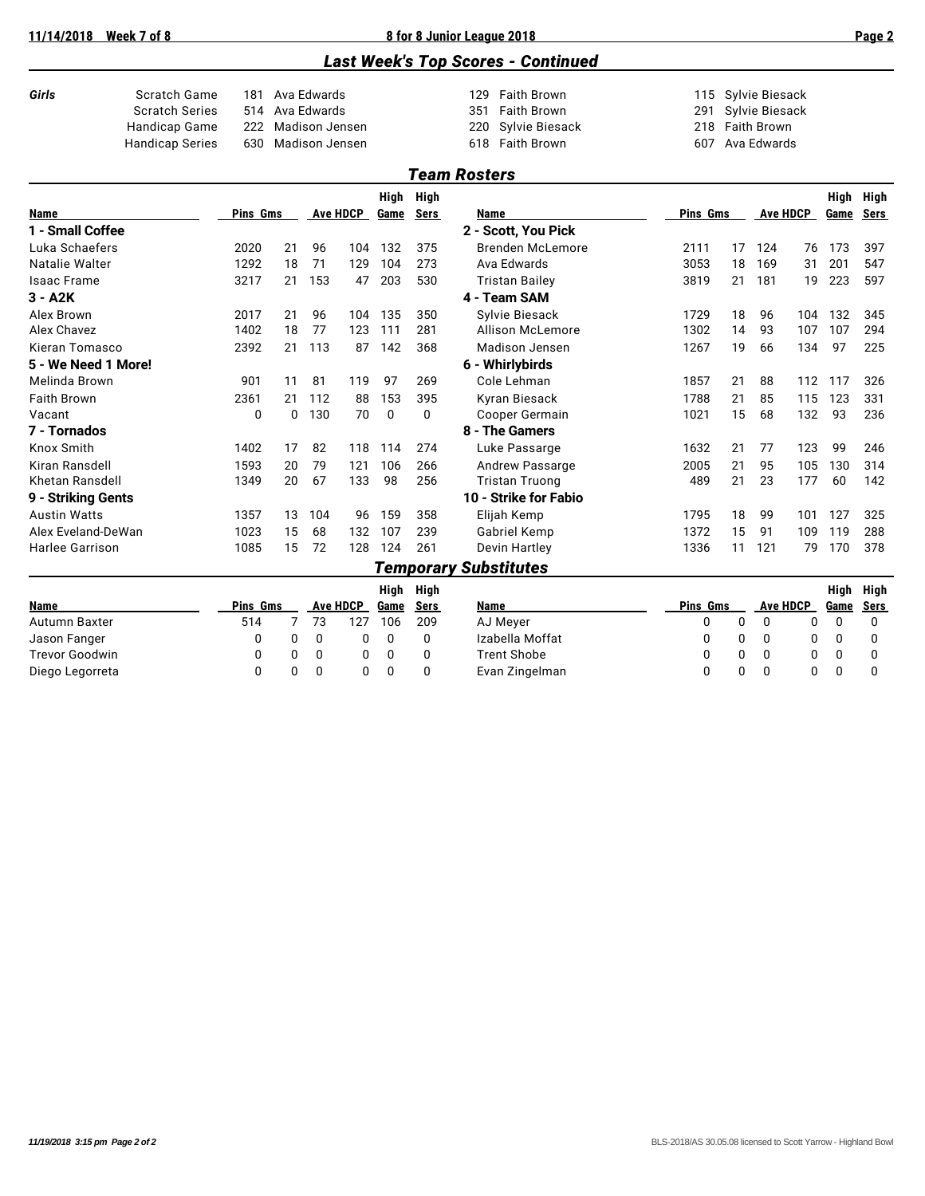## Last Week's Top Scores - Continued

| | | | | |
|---|---|---|---|---|
| **Girls** | Scratch Game | 181 Ava Edwards | 129 Faith Brown | 115 Sylvie Biesack |
| | Scratch Series | 514 Ava Edwards | 351 Faith Brown | 291 Sylvie Biesack |
| | Handicap Game | 222 Madison Jensen | 220 Sylvie Biesack | 218 Faith Brown |
| | Handicap Series | 630 Madison Jensen | 618 Faith Brown | 607 Ava Edwards |

## Team Rosters

| Name | Pins | Gms | Ave | HDCP | High Game | High Sers | Name | Pins | Gms | Ave | HDCP | High Game | High Sers |
|---|---|---|---|---|---|---|---|---|---|---|---|---|---|
| **1 - Small Coffee** | | | | | | | **2 - Scott, You Pick** | | | | | | |
| Luka Schaefers | 2020 | 21 | 96 | 104 | 132 | 375 | Brenden McLemore | 2111 | 17 | 124 | 76 | 173 | 397 |
| Natalie Walter | 1292 | 18 | 71 | 129 | 104 | 273 | Ava Edwards | 3053 | 18 | 169 | 31 | 201 | 547 |
| Isaac Frame | 3217 | 21 | 153 | 47 | 203 | 530 | Tristan Bailey | 3819 | 21 | 181 | 19 | 223 | 597 |
| **3 - A2K** | | | | | | | **4 - Team SAM** | | | | | | |
| Alex Brown | 2017 | 21 | 96 | 104 | 135 | 350 | Sylvie Biesack | 1729 | 18 | 96 | 104 | 132 | 345 |
| Alex Chavez | 1402 | 18 | 77 | 123 | 111 | 281 | Allison McLemore | 1302 | 14 | 93 | 107 | 107 | 294 |
| Kieran Tomasco | 2392 | 21 | 113 | 87 | 142 | 368 | Madison Jensen | 1267 | 19 | 66 | 134 | 97 | 225 |
| **5 - We Need 1 More!** | | | | | | | **6 - Whirlybirds** | | | | | | |
| Melinda Brown | 901 | 11 | 81 | 119 | 97 | 269 | Cole Lehman | 1857 | 21 | 88 | 112 | 117 | 326 |
| Faith Brown | 2361 | 21 | 112 | 88 | 153 | 395 | Kyran Biesack | 1788 | 21 | 85 | 115 | 123 | 331 |
| Vacant | 0 | 0 | 130 | 70 | 0 | 0 | Cooper Germain | 1021 | 15 | 68 | 132 | 93 | 236 |
| **7 - Tornados** | | | | | | | **8 - The Gamers** | | | | | | |
| Knox Smith | 1402 | 17 | 82 | 118 | 114 | 274 | Luke Passarge | 1632 | 21 | 77 | 123 | 99 | 246 |
| Kiran Ransdell | 1593 | 20 | 79 | 121 | 106 | 266 | Andrew Passarge | 2005 | 21 | 95 | 105 | 130 | 314 |
| Khetan Ransdell | 1349 | 20 | 67 | 133 | 98 | 256 | Tristan Truong | 489 | 21 | 23 | 177 | 60 | 142 |
| **9 - Striking Gents** | | | | | | | **10 - Strike for Fabio** | | | | | | |
| Austin Watts | 1357 | 13 | 104 | 96 | 159 | 358 | Elijah Kemp | 1795 | 18 | 99 | 101 | 127 | 325 |
| Alex Eveland-DeWan | 1023 | 15 | 68 | 132 | 107 | 239 | Gabriel Kemp | 1372 | 15 | 91 | 109 | 119 | 288 |
| Harlee Garrison | 1085 | 15 | 72 | 128 | 124 | 261 | Devin Hartley | 1336 | 11 | 121 | 79 | 170 | 378 |

## Temporary Substitutes

| Name | Pins | Gms | Ave | HDCP | High Game | High Sers | Name | Pins | Gms | Ave | HDCP | High Game | High Sers |
|---|---|---|---|---|---|---|---|---|---|---|---|---|---|
| Autumn Baxter | 514 | 7 | 73 | 127 | 106 | 209 | AJ Meyer | 0 | 0 | 0 | 0 | 0 | 0 |
| Jason Fanger | 0 | 0 | 0 | 0 | 0 | 0 | Izabella Moffat | 0 | 0 | 0 | 0 | 0 | 0 |
| Trevor Goodwin | 0 | 0 | 0 | 0 | 0 | 0 | Trent Shobe | 0 | 0 | 0 | 0 | 0 | 0 |
| Diego Legorreta | 0 | 0 | 0 | 0 | 0 | 0 | Evan Zingelman | 0 | 0 | 0 | 0 | 0 | 0 |